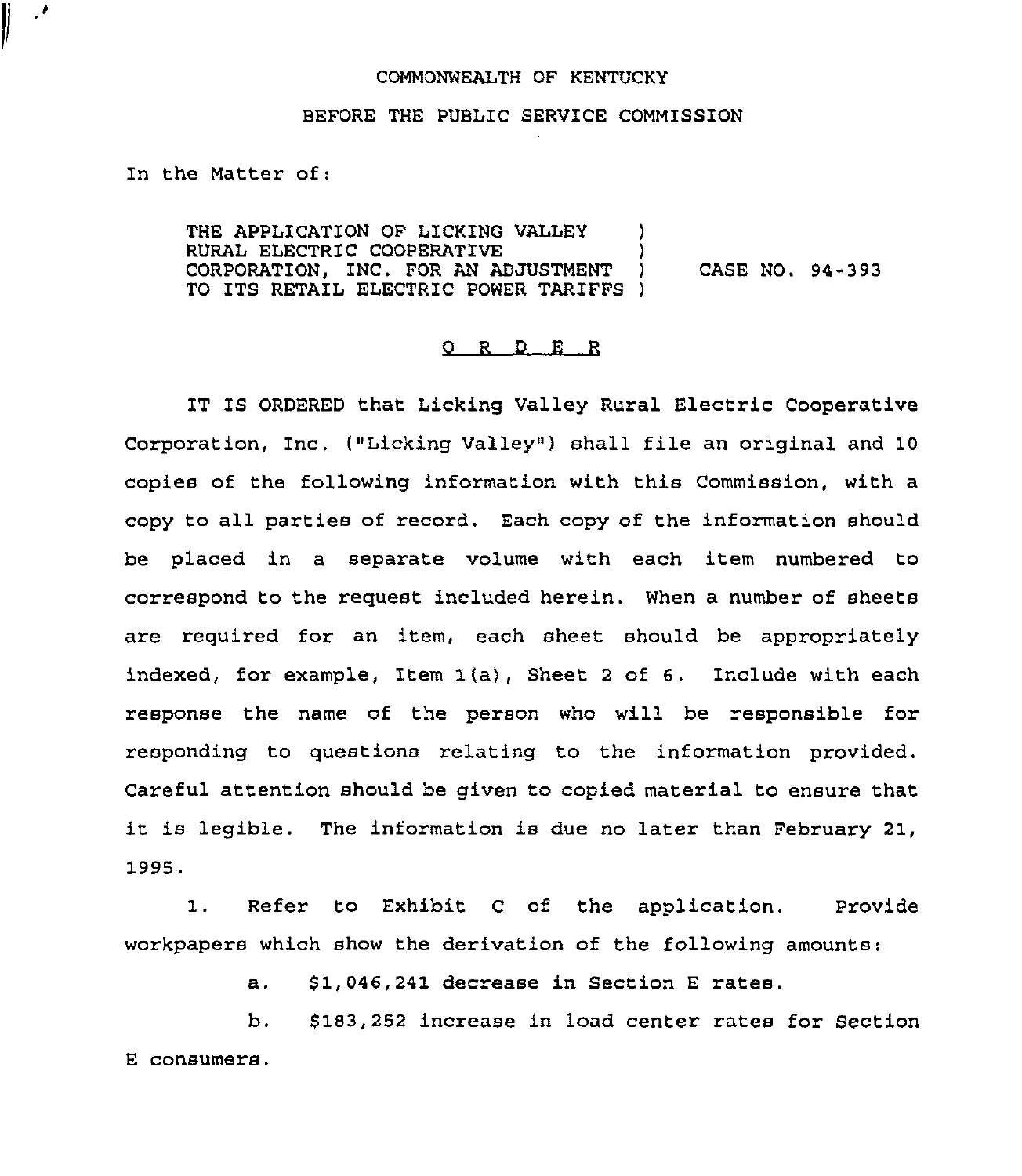COMMONWEALTH OF KENTUCKY

BEFORE THE PUBLIC SERVICE COMMISSION

In the Matter of:

| | | |
|---|---|---|
| THE APPLICATION OF LICKING VALLEY RURAL ELECTRIC COOPERATIVE CORPORATION, INC. FOR AN ADJUSTMENT TO ITS RETAIL ELECTRIC POWER TARIFFS | ) ) ) ) | CASE NO. 94-393 |

O R D E R

IT IS ORDERED that Licking Valley Rural Electric Cooperative Corporation, Inc. ("Licking Valley") shall file an original and 10 copies of the following information with this Commission, with a copy to all parties of record. Each copy of the information should be placed in a separate volume with each item numbered to correspond to the request included herein. When a number of sheets are required for an item, each sheet should be appropriately indexed, for example, Item 1(a), Sheet 2 of 6. Include with each response the name of the person who will be responsible for responding to questions relating to the information provided. Careful attention should be given to copied material to ensure that it is legible. The information is due no later than February 21, 1995.

1. Refer to Exhibit C of the application. Provide workpapers which show the derivation of the following amounts:

   a. $1,046,241 decrease in Section E rates.

   b. $183,252 increase in load center rates for Section E consumers.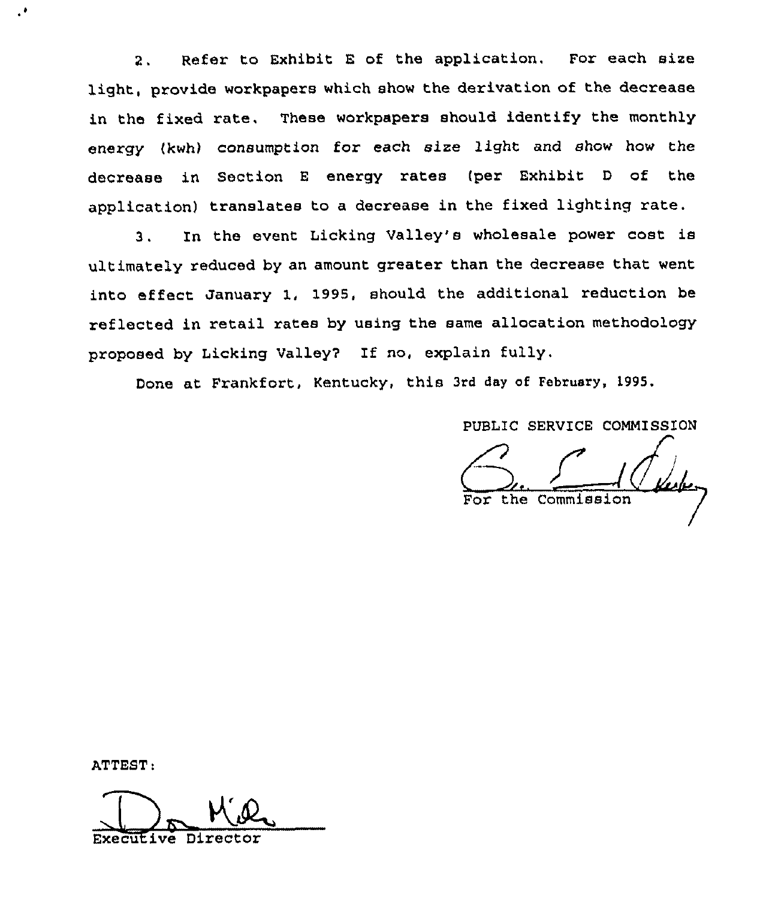2. Refer to Exhibit E of the application. For each size light, provide workpapers which show the derivation of the decrease in the fixed rate. These workpapers should identify the monthly energy (kwh) consumption for each size light and show how the decrease in Section E energy rates (per Exhibit D of the application) translates to a decrease in the fixed lighting rate.

3. In the event Licking Valley's wholesale power cost is ultimately reduced by an amount greater than the decrease that went into effect January 1, 1995, should the additional reduction be reflected in retail rates by using the same allocation methodology proposed by Licking Valley? If no, explain fully.

Done at Frankfort, Kentucky, this 3rd day of February, 1995.

PUBLIC SERVICE COMMISSION

For the Commission

ATTEST:

Executive Director